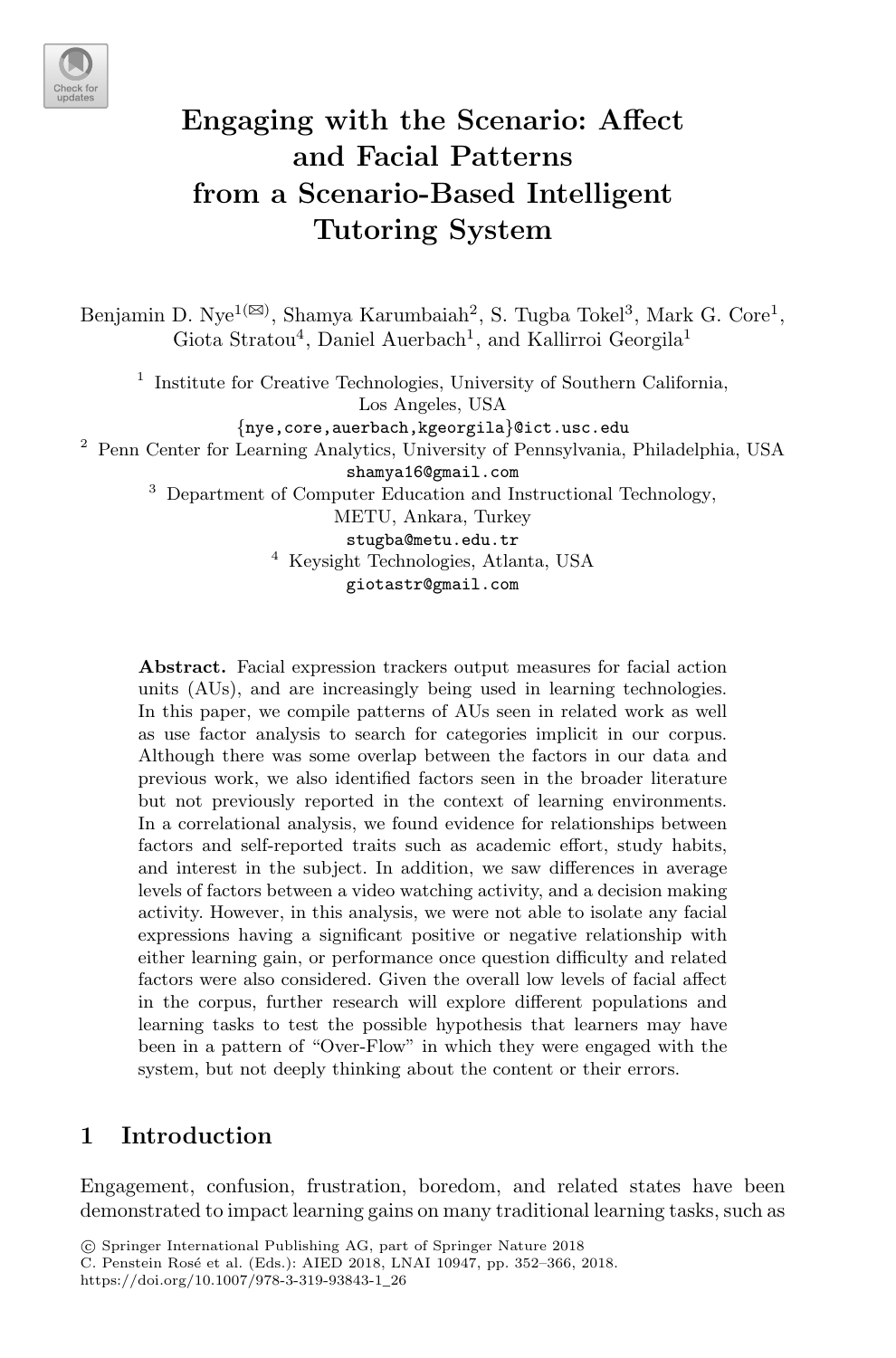# Engaging with the Scenario: Affect and Facial Patterns from a Scenario-Based Intelligent Tutoring System

Benjamin D. Nye[1(✉)], Shamya Karumbaiah[2], S. Tugba Tokel[3], Mark G. Core[1], Giota Stratou[4], Daniel Auerbach[1], and Kallirroi Georgila[1]

[1] Institute for Creative Technologies, University of Southern California, Los Angeles, USA
{nye,core,auerbach,kgeorgila}@ict.usc.edu

[2] Penn Center for Learning Analytics, University of Pennsylvania, Philadelphia, USA
shamya16@gmail.com

[3] Department of Computer Education and Instructional Technology, METU, Ankara, Turkey
stugba@metu.edu.tr

[4] Keysight Technologies, Atlanta, USA
giotastr@gmail.com

**Abstract.** Facial expression trackers output measures for facial action units (AUs), and are increasingly being used in learning technologies. In this paper, we compile patterns of AUs seen in related work as well as use factor analysis to search for categories implicit in our corpus. Although there was some overlap between the factors in our data and previous work, we also identified factors seen in the broader literature but not previously reported in the context of learning environments. In a correlational analysis, we found evidence for relationships between factors and self-reported traits such as academic effort, study habits, and interest in the subject. In addition, we saw differences in average levels of factors between a video watching activity, and a decision making activity. However, in this analysis, we were not able to isolate any facial expressions having a significant positive or negative relationship with either learning gain, or performance once question difficulty and related factors were also considered. Given the overall low levels of facial affect in the corpus, further research will explore different populations and learning tasks to test the possible hypothesis that learners may have been in a pattern of "Over-Flow" in which they were engaged with the system, but not deeply thinking about the content or their errors.

## 1 Introduction

Engagement, confusion, frustration, boredom, and related states have been demonstrated to impact learning gains on many traditional learning tasks, such as

© Springer International Publishing AG, part of Springer Nature 2018
C. Penstein Rosé et al. (Eds.): AIED 2018, LNAI 10947, pp. 352–366, 2018.
https://doi.org/10.1007/978-3-319-93843-1_26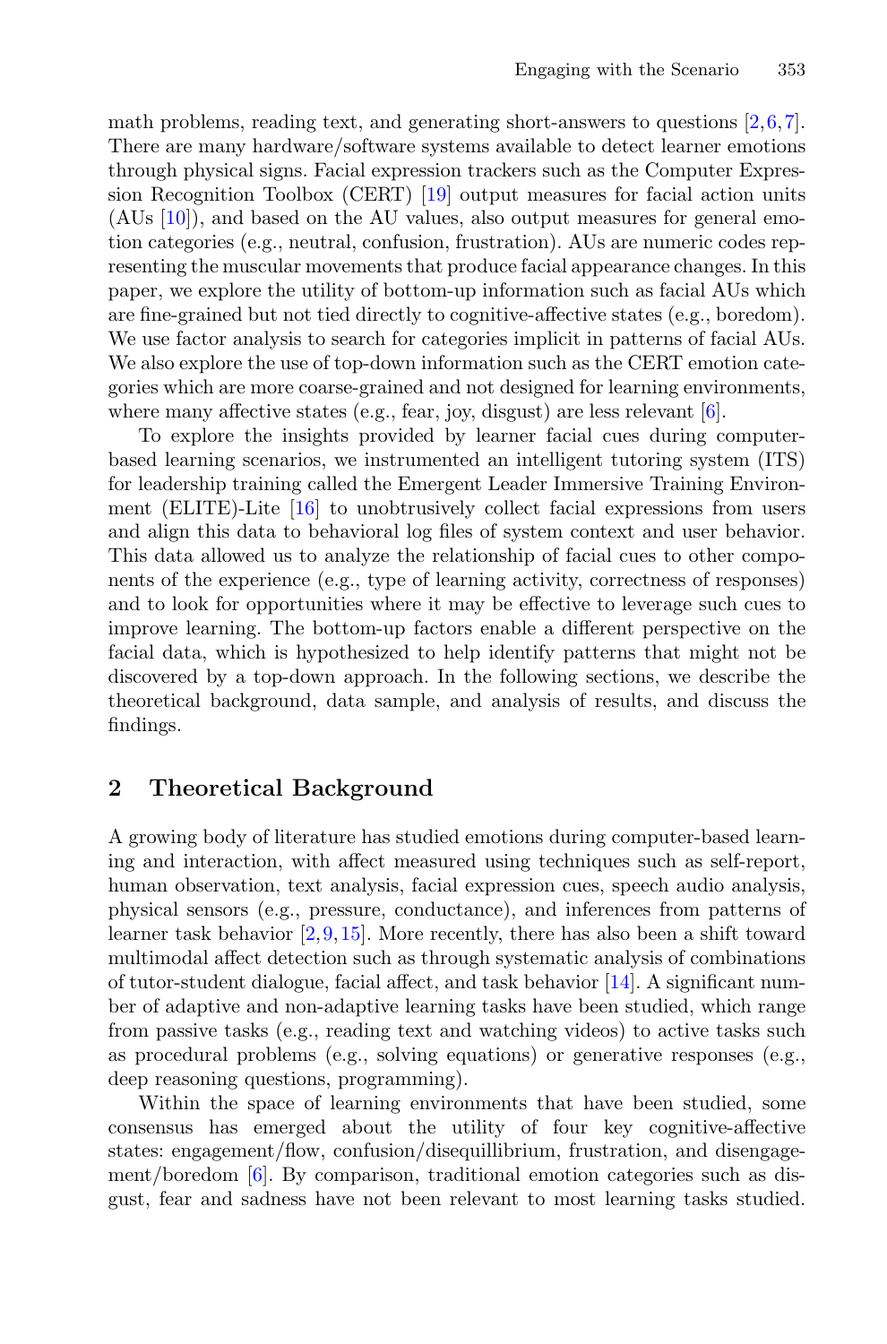math problems, reading text, and generating short-answers to questions [2,6,7]. There are many hardware/software systems available to detect learner emotions through physical signs. Facial expression trackers such as the Computer Expression Recognition Toolbox (CERT) [19] output measures for facial action units (AUs [10]), and based on the AU values, also output measures for general emotion categories (e.g., neutral, confusion, frustration). AUs are numeric codes representing the muscular movements that produce facial appearance changes. In this paper, we explore the utility of bottom-up information such as facial AUs which are fine-grained but not tied directly to cognitive-affective states (e.g., boredom). We use factor analysis to search for categories implicit in patterns of facial AUs. We also explore the use of top-down information such as the CERT emotion categories which are more coarse-grained and not designed for learning environments, where many affective states (e.g., fear, joy, disgust) are less relevant [6].

To explore the insights provided by learner facial cues during computer-based learning scenarios, we instrumented an intelligent tutoring system (ITS) for leadership training called the Emergent Leader Immersive Training Environment (ELITE)-Lite [16] to unobtrusively collect facial expressions from users and align this data to behavioral log files of system context and user behavior. This data allowed us to analyze the relationship of facial cues to other components of the experience (e.g., type of learning activity, correctness of responses) and to look for opportunities where it may be effective to leverage such cues to improve learning. The bottom-up factors enable a different perspective on the facial data, which is hypothesized to help identify patterns that might not be discovered by a top-down approach. In the following sections, we describe the theoretical background, data sample, and analysis of results, and discuss the findings.

## 2 Theoretical Background

A growing body of literature has studied emotions during computer-based learning and interaction, with affect measured using techniques such as self-report, human observation, text analysis, facial expression cues, speech audio analysis, physical sensors (e.g., pressure, conductance), and inferences from patterns of learner task behavior [2,9,15]. More recently, there has also been a shift toward multimodal affect detection such as through systematic analysis of combinations of tutor-student dialogue, facial affect, and task behavior [14]. A significant number of adaptive and non-adaptive learning tasks have been studied, which range from passive tasks (e.g., reading text and watching videos) to active tasks such as procedural problems (e.g., solving equations) or generative responses (e.g., deep reasoning questions, programming).

Within the space of learning environments that have been studied, some consensus has emerged about the utility of four key cognitive-affective states: engagement/flow, confusion/disequillibrium, frustration, and disengagement/boredom [6]. By comparison, traditional emotion categories such as disgust, fear and sadness have not been relevant to most learning tasks studied.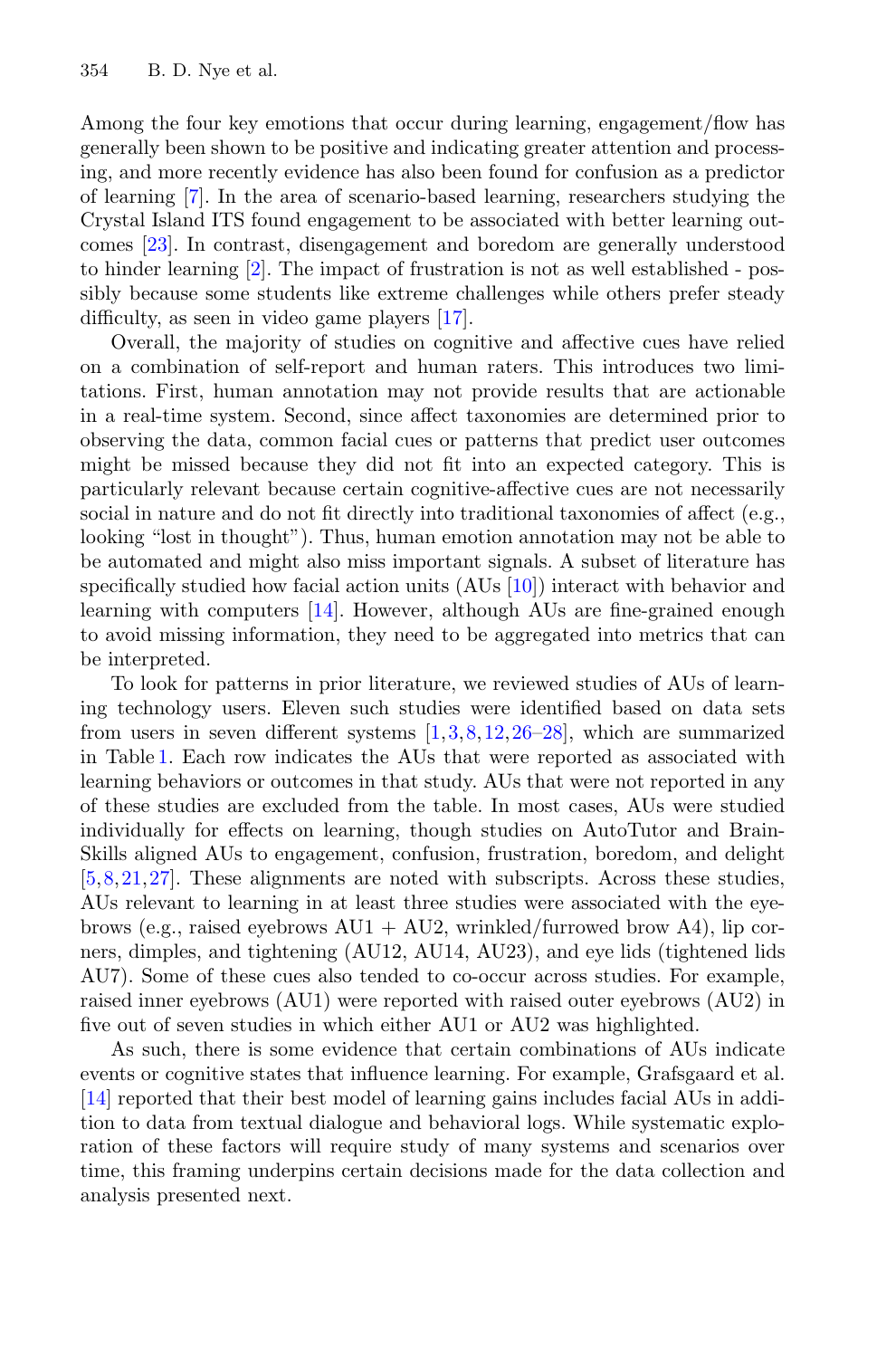Among the four key emotions that occur during learning, engagement/flow has generally been shown to be positive and indicating greater attention and processing, and more recently evidence has also been found for confusion as a predictor of learning [7]. In the area of scenario-based learning, researchers studying the Crystal Island ITS found engagement to be associated with better learning outcomes [23]. In contrast, disengagement and boredom are generally understood to hinder learning [2]. The impact of frustration is not as well established - possibly because some students like extreme challenges while others prefer steady difficulty, as seen in video game players [17].

Overall, the majority of studies on cognitive and affective cues have relied on a combination of self-report and human raters. This introduces two limitations. First, human annotation may not provide results that are actionable in a real-time system. Second, since affect taxonomies are determined prior to observing the data, common facial cues or patterns that predict user outcomes might be missed because they did not fit into an expected category. This is particularly relevant because certain cognitive-affective cues are not necessarily social in nature and do not fit directly into traditional taxonomies of affect (e.g., looking "lost in thought"). Thus, human emotion annotation may not be able to be automated and might also miss important signals. A subset of literature has specifically studied how facial action units (AUs [10]) interact with behavior and learning with computers [14]. However, although AUs are fine-grained enough to avoid missing information, they need to be aggregated into metrics that can be interpreted.

To look for patterns in prior literature, we reviewed studies of AUs of learning technology users. Eleven such studies were identified based on data sets from users in seven different systems [1,3,8,12,26–28], which are summarized in Table 1. Each row indicates the AUs that were reported as associated with learning behaviors or outcomes in that study. AUs that were not reported in any of these studies are excluded from the table. In most cases, AUs were studied individually for effects on learning, though studies on AutoTutor and BrainSkills aligned AUs to engagement, confusion, frustration, boredom, and delight [5,8,21,27]. These alignments are noted with subscripts. Across these studies, AUs relevant to learning in at least three studies were associated with the eyebrows (e.g., raised eyebrows AU1 + AU2, wrinkled/furrowed brow A4), lip corners, dimples, and tightening (AU12, AU14, AU23), and eye lids (tightened lids AU7). Some of these cues also tended to co-occur across studies. For example, raised inner eyebrows (AU1) were reported with raised outer eyebrows (AU2) in five out of seven studies in which either AU1 or AU2 was highlighted.

As such, there is some evidence that certain combinations of AUs indicate events or cognitive states that influence learning. For example, Grafsgaard et al. [14] reported that their best model of learning gains includes facial AUs in addition to data from textual dialogue and behavioral logs. While systematic exploration of these factors will require study of many systems and scenarios over time, this framing underpins certain decisions made for the data collection and analysis presented next.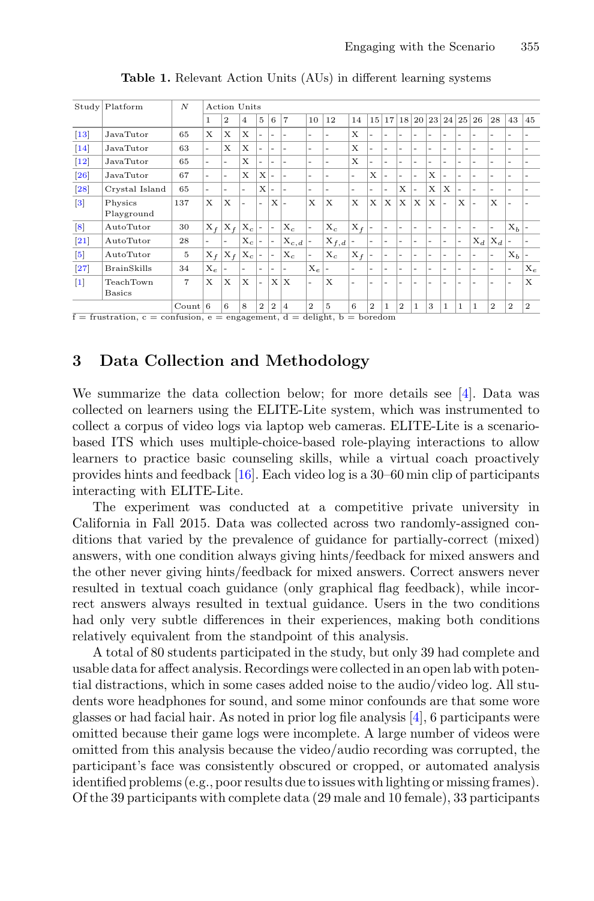**Table 1.** Relevant Action Units (AUs) in different learning systems

| Study | Platform | $N$ | Action Units | | | | | | | | | | | | | | | | | | | |
|---|---|---|---|---|---|---|---|---|---|---|---|---|---|---|---|---|---|---|---|---|---|---|
| | | | 1 | 2 | 4 | 5 | 6 | 7 | 10 | 12 | 14 | 15 | 17 | 18 | 20 | 23 | 24 | 25 | 26 | 28 | 43 | 45 |
| [13] | JavaTutor | 65 | X | X | X | - | - | - | - | - | X | - | - | - | - | - | - | - | - | - | - | - |
| [14] | JavaTutor | 63 | - | X | X | - | - | - | - | - | X | - | - | - | - | - | - | - | - | - | - | - |
| [12] | JavaTutor | 65 | - | - | X | - | - | - | - | - | X | - | - | - | - | - | - | - | - | - | - | - |
| [26] | JavaTutor | 67 | - | - | X | X | - | - | - | - | - | X | - | - | - | X | - | - | - | - | - | - |
| [28] | Crystal Island | 65 | - | - | - | X | - | - | - | - | - | - | - | X | - | X | X | - | - | - | - | - |
| [3] | Physics Playground | 137 | X | X | - | - | X | - | X | X | X | X | X | X | X | X | - | X | - | X | - | - |
| [8] | AutoTutor | 30 | $X_f$ | $X_f$ | $X_c$ | - | - | $X_c$ | - | $X_c$ | $X_f$ | - | - | - | - | - | - | - | - | - | $X_b$ | - |
| [21] | AutoTutor | 28 | - | - | $X_c$ | - | - | $X_{c,d}$ | - | $X_{f,d}$ | - | - | - | - | - | - | - | - | $X_d$ | $X_d$ | - | - |
| [5] | AutoTutor | 5 | $X_f$ | $X_f$ | $X_c$ | - | - | $X_c$ | - | $X_c$ | $X_f$ | - | - | - | - | - | - | - | - | - | $X_b$ | - |
| [27] | BrainSkills | 34 | $X_e$ | - | - | - | - | - | $X_e$ | - | - | - | - | - | - | - | - | - | - | - | - | $X_e$ |
| [1] | TeachTown Basics | 7 | X | X | X | - | X | X | - | X | - | - | - | - | - | - | - | - | - | - | - | X |
| | | Count | 6 | 6 | 8 | 2 | 2 | 4 | 2 | 5 | 6 | 2 | 1 | 2 | 1 | 3 | 1 | 1 | 1 | 2 | 2 | 2 |

f = frustration, c = confusion, e = engagement, d = delight, b = boredom

## 3 Data Collection and Methodology

We summarize the data collection below; for more details see [4]. Data was collected on learners using the ELITE-Lite system, which was instrumented to collect a corpus of video logs via laptop web cameras. ELITE-Lite is a scenario-based ITS which uses multiple-choice-based role-playing interactions to allow learners to practice basic counseling skills, while a virtual coach proactively provides hints and feedback [16]. Each video log is a 30–60 min clip of participants interacting with ELITE-Lite.

The experiment was conducted at a competitive private university in California in Fall 2015. Data was collected across two randomly-assigned conditions that varied by the prevalence of guidance for partially-correct (mixed) answers, with one condition always giving hints/feedback for mixed answers and the other never giving hints/feedback for mixed answers. Correct answers never resulted in textual coach guidance (only graphical flag feedback), while incorrect answers always resulted in textual guidance. Users in the two conditions had only very subtle differences in their experiences, making both conditions relatively equivalent from the standpoint of this analysis.

A total of 80 students participated in the study, but only 39 had complete and usable data for affect analysis. Recordings were collected in an open lab with potential distractions, which in some cases added noise to the audio/video log. All students wore headphones for sound, and some minor confounds are that some wore glasses or had facial hair. As noted in prior log file analysis [4], 6 participants were omitted because their game logs were incomplete. A large number of videos were omitted from this analysis because the video/audio recording was corrupted, the participant's face was consistently obscured or cropped, or automated analysis identified problems (e.g., poor results due to issues with lighting or missing frames). Of the 39 participants with complete data (29 male and 10 female), 33 participants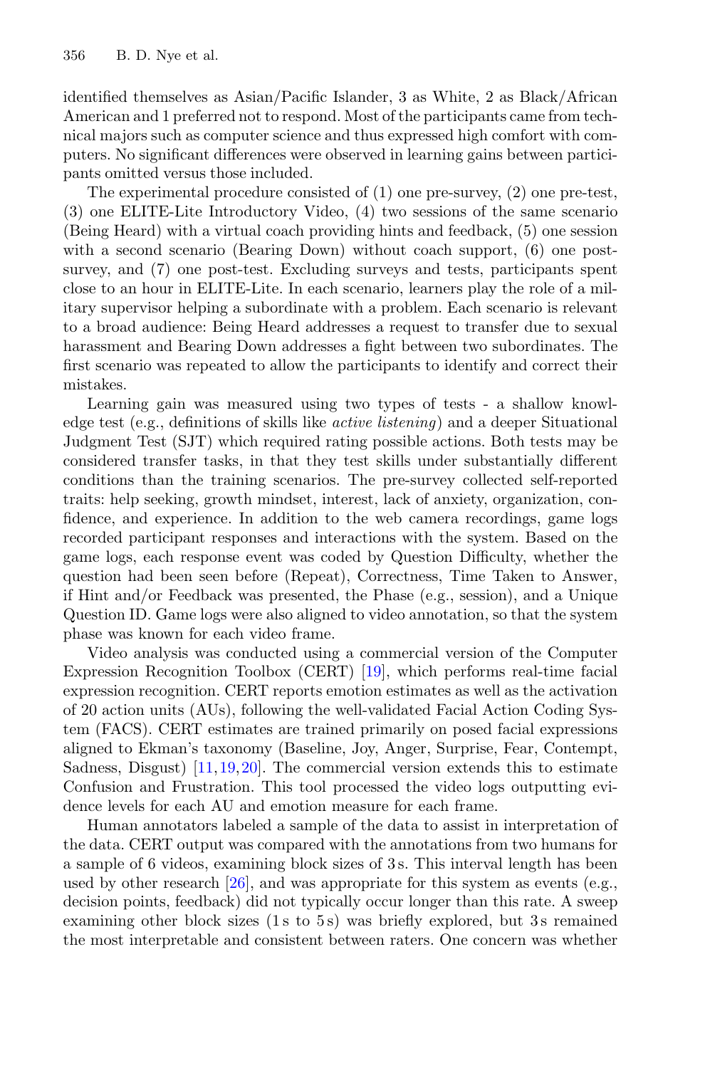identified themselves as Asian/Pacific Islander, 3 as White, 2 as Black/African American and 1 preferred not to respond. Most of the participants came from technical majors such as computer science and thus expressed high comfort with computers. No significant differences were observed in learning gains between participants omitted versus those included.

The experimental procedure consisted of (1) one pre-survey, (2) one pre-test, (3) one ELITE-Lite Introductory Video, (4) two sessions of the same scenario (Being Heard) with a virtual coach providing hints and feedback, (5) one session with a second scenario (Bearing Down) without coach support, (6) one post-survey, and (7) one post-test. Excluding surveys and tests, participants spent close to an hour in ELITE-Lite. In each scenario, learners play the role of a military supervisor helping a subordinate with a problem. Each scenario is relevant to a broad audience: Being Heard addresses a request to transfer due to sexual harassment and Bearing Down addresses a fight between two subordinates. The first scenario was repeated to allow the participants to identify and correct their mistakes.

Learning gain was measured using two types of tests - a shallow knowledge test (e.g., definitions of skills like *active listening*) and a deeper Situational Judgment Test (SJT) which required rating possible actions. Both tests may be considered transfer tasks, in that they test skills under substantially different conditions than the training scenarios. The pre-survey collected self-reported traits: help seeking, growth mindset, interest, lack of anxiety, organization, confidence, and experience. In addition to the web camera recordings, game logs recorded participant responses and interactions with the system. Based on the game logs, each response event was coded by Question Difficulty, whether the question had been seen before (Repeat), Correctness, Time Taken to Answer, if Hint and/or Feedback was presented, the Phase (e.g., session), and a Unique Question ID. Game logs were also aligned to video annotation, so that the system phase was known for each video frame.

Video analysis was conducted using a commercial version of the Computer Expression Recognition Toolbox (CERT) [19], which performs real-time facial expression recognition. CERT reports emotion estimates as well as the activation of 20 action units (AUs), following the well-validated Facial Action Coding System (FACS). CERT estimates are trained primarily on posed facial expressions aligned to Ekman's taxonomy (Baseline, Joy, Anger, Surprise, Fear, Contempt, Sadness, Disgust) [11,19,20]. The commercial version extends this to estimate Confusion and Frustration. This tool processed the video logs outputting evidence levels for each AU and emotion measure for each frame.

Human annotators labeled a sample of the data to assist in interpretation of the data. CERT output was compared with the annotations from two humans for a sample of 6 videos, examining block sizes of 3 s. This interval length has been used by other research [26], and was appropriate for this system as events (e.g., decision points, feedback) did not typically occur longer than this rate. A sweep examining other block sizes (1 s to 5 s) was briefly explored, but 3 s remained the most interpretable and consistent between raters. One concern was whether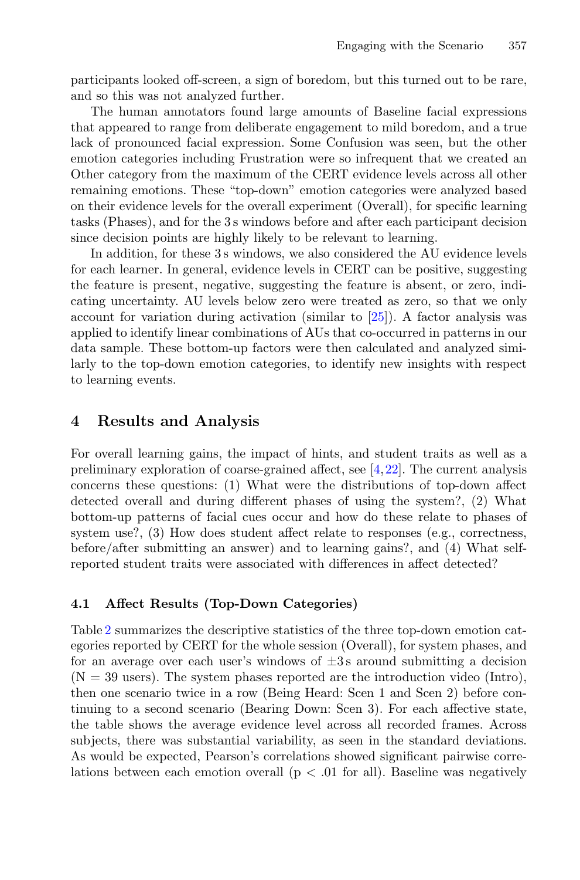participants looked off-screen, a sign of boredom, but this turned out to be rare, and so this was not analyzed further.

The human annotators found large amounts of Baseline facial expressions that appeared to range from deliberate engagement to mild boredom, and a true lack of pronounced facial expression. Some Confusion was seen, but the other emotion categories including Frustration were so infrequent that we created an Other category from the maximum of the CERT evidence levels across all other remaining emotions. These "top-down" emotion categories were analyzed based on their evidence levels for the overall experiment (Overall), for specific learning tasks (Phases), and for the 3 s windows before and after each participant decision since decision points are highly likely to be relevant to learning.

In addition, for these 3 s windows, we also considered the AU evidence levels for each learner. In general, evidence levels in CERT can be positive, suggesting the feature is present, negative, suggesting the feature is absent, or zero, indicating uncertainty. AU levels below zero were treated as zero, so that we only account for variation during activation (similar to [25]). A factor analysis was applied to identify linear combinations of AUs that co-occurred in patterns in our data sample. These bottom-up factors were then calculated and analyzed similarly to the top-down emotion categories, to identify new insights with respect to learning events.

## 4 Results and Analysis

For overall learning gains, the impact of hints, and student traits as well as a preliminary exploration of coarse-grained affect, see [4,22]. The current analysis concerns these questions: (1) What were the distributions of top-down affect detected overall and during different phases of using the system?, (2) What bottom-up patterns of facial cues occur and how do these relate to phases of system use?, (3) How does student affect relate to responses (e.g., correctness, before/after submitting an answer) and to learning gains?, and (4) What self-reported student traits were associated with differences in affect detected?

### 4.1 Affect Results (Top-Down Categories)

Table 2 summarizes the descriptive statistics of the three top-down emotion categories reported by CERT for the whole session (Overall), for system phases, and for an average over each user's windows of ±3 s around submitting a decision (N = 39 users). The system phases reported are the introduction video (Intro), then one scenario twice in a row (Being Heard: Scen 1 and Scen 2) before continuing to a second scenario (Bearing Down: Scen 3). For each affective state, the table shows the average evidence level across all recorded frames. Across subjects, there was substantial variability, as seen in the standard deviations. As would be expected, Pearson's correlations showed significant pairwise correlations between each emotion overall ($p < .01$ for all). Baseline was negatively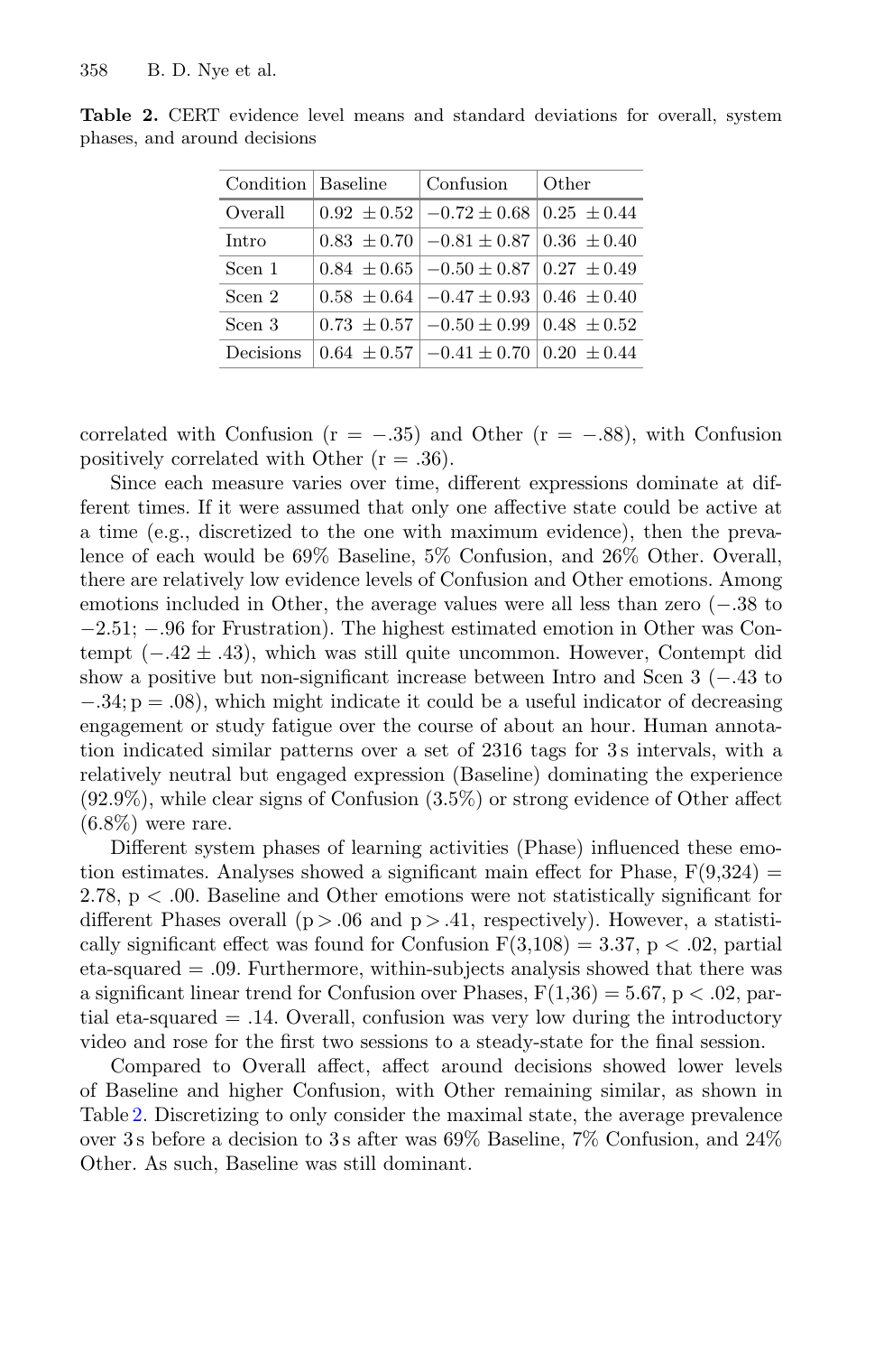**Table 2.** CERT evidence level means and standard deviations for overall, system phases, and around decisions

| Condition | Baseline | Confusion | Other |
|---|---|---|---|
| Overall | $0.92 \pm 0.52$ | $-0.72 \pm 0.68$ | $0.25 \pm 0.44$ |
| Intro | $0.83 \pm 0.70$ | $-0.81 \pm 0.87$ | $0.36 \pm 0.40$ |
| Scen 1 | $0.84 \pm 0.65$ | $-0.50 \pm 0.87$ | $0.27 \pm 0.49$ |
| Scen 2 | $0.58 \pm 0.64$ | $-0.47 \pm 0.93$ | $0.46 \pm 0.40$ |
| Scen 3 | $0.73 \pm 0.57$ | $-0.50 \pm 0.99$ | $0.48 \pm 0.52$ |
| Decisions | $0.64 \pm 0.57$ | $-0.41 \pm 0.70$ | $0.20 \pm 0.44$ |

correlated with Confusion ($r = -.35$) and Other ($r = -.88$), with Confusion positively correlated with Other ($r = .36$).

Since each measure varies over time, different expressions dominate at different times. If it were assumed that only one affective state could be active at a time (e.g., discretized to the one with maximum evidence), then the prevalence of each would be 69% Baseline, 5% Confusion, and 26% Other. Overall, there are relatively low evidence levels of Confusion and Other emotions. Among emotions included in Other, the average values were all less than zero ($-.38$ to $-2.51$; $-.96$ for Frustration). The highest estimated emotion in Other was Contempt ($-.42 \pm .43$), which was still quite uncommon. However, Contempt did show a positive but non-significant increase between Intro and Scen 3 ($-.43$ to $-.34$; $p = .08$), which might indicate it could be a useful indicator of decreasing engagement or study fatigue over the course of about an hour. Human annotation indicated similar patterns over a set of 2316 tags for 3 s intervals, with a relatively neutral but engaged expression (Baseline) dominating the experience (92.9%), while clear signs of Confusion (3.5%) or strong evidence of Other affect (6.8%) were rare.

Different system phases of learning activities (Phase) influenced these emotion estimates. Analyses showed a significant main effect for Phase, $F(9,324) = 2.78$, $p < .00$. Baseline and Other emotions were not statistically significant for different Phases overall ($p > .06$ and $p > .41$, respectively). However, a statistically significant effect was found for Confusion $F(3,108) = 3.37$, $p < .02$, partial eta-squared = .09. Furthermore, within-subjects analysis showed that there was a significant linear trend for Confusion over Phases, $F(1,36) = 5.67$, $p < .02$, partial eta-squared = .14. Overall, confusion was very low during the introductory video and rose for the first two sessions to a steady-state for the final session.

Compared to Overall affect, affect around decisions showed lower levels of Baseline and higher Confusion, with Other remaining similar, as shown in Table 2. Discretizing to only consider the maximal state, the average prevalence over 3 s before a decision to 3 s after was 69% Baseline, 7% Confusion, and 24% Other. As such, Baseline was still dominant.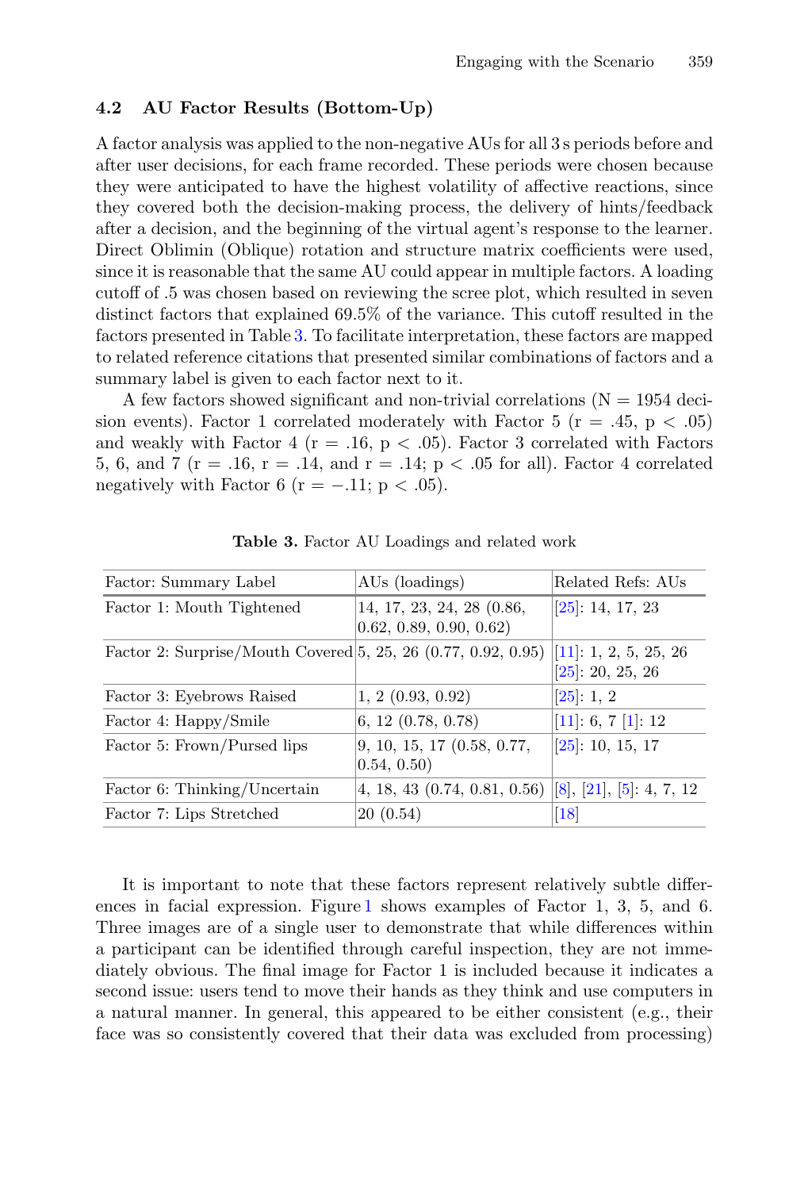### 4.2 AU Factor Results (Bottom-Up)

A factor analysis was applied to the non-negative AUs for all 3 s periods before and after user decisions, for each frame recorded. These periods were chosen because they were anticipated to have the highest volatility of affective reactions, since they covered both the decision-making process, the delivery of hints/feedback after a decision, and the beginning of the virtual agent's response to the learner. Direct Oblimin (Oblique) rotation and structure matrix coefficients were used, since it is reasonable that the same AU could appear in multiple factors. A loading cutoff of .5 was chosen based on reviewing the scree plot, which resulted in seven distinct factors that explained 69.5% of the variance. This cutoff resulted in the factors presented in Table 3. To facilitate interpretation, these factors are mapped to related reference citations that presented similar combinations of factors and a summary label is given to each factor next to it.

A few factors showed significant and non-trivial correlations ($N = 1954$ decision events). Factor 1 correlated moderately with Factor 5 ($r = .45$, $p < .05$) and weakly with Factor 4 ($r = .16$, $p < .05$). Factor 3 correlated with Factors 5, 6, and 7 ($r = .16$, $r = .14$, and $r = .14$; $p < .05$ for all). Factor 4 correlated negatively with Factor 6 ($r = -.11$; $p < .05$).

**Table 3.** Factor AU Loadings and related work

| Factor: Summary Label | AUs (loadings) | Related Refs: AUs |
|---|---|---|
| Factor 1: Mouth Tightened | 14, 17, 23, 24, 28 (0.86, 0.62, 0.89, 0.90, 0.62) | [25]: 14, 17, 23 |
| Factor 2: Surprise/Mouth Covered | 5, 25, 26 (0.77, 0.92, 0.95) | [11]: 1, 2, 5, 25, 26 [25]: 20, 25, 26 |
| Factor 3: Eyebrows Raised | 1, 2 (0.93, 0.92) | [25]: 1, 2 |
| Factor 4: Happy/Smile | 6, 12 (0.78, 0.78) | [11]: 6, 7 [1]: 12 |
| Factor 5: Frown/Pursed lips | 9, 10, 15, 17 (0.58, 0.77, 0.54, 0.50) | [25]: 10, 15, 17 |
| Factor 6: Thinking/Uncertain | 4, 18, 43 (0.74, 0.81, 0.56) | [8], [21], [5]: 4, 7, 12 |
| Factor 7: Lips Stretched | 20 (0.54) | [18] |

It is important to note that these factors represent relatively subtle differences in facial expression. Figure 1 shows examples of Factor 1, 3, 5, and 6. Three images are of a single user to demonstrate that while differences within a participant can be identified through careful inspection, they are not immediately obvious. The final image for Factor 1 is included because it indicates a second issue: users tend to move their hands as they think and use computers in a natural manner. In general, this appeared to be either consistent (e.g., their face was so consistently covered that their data was excluded from processing)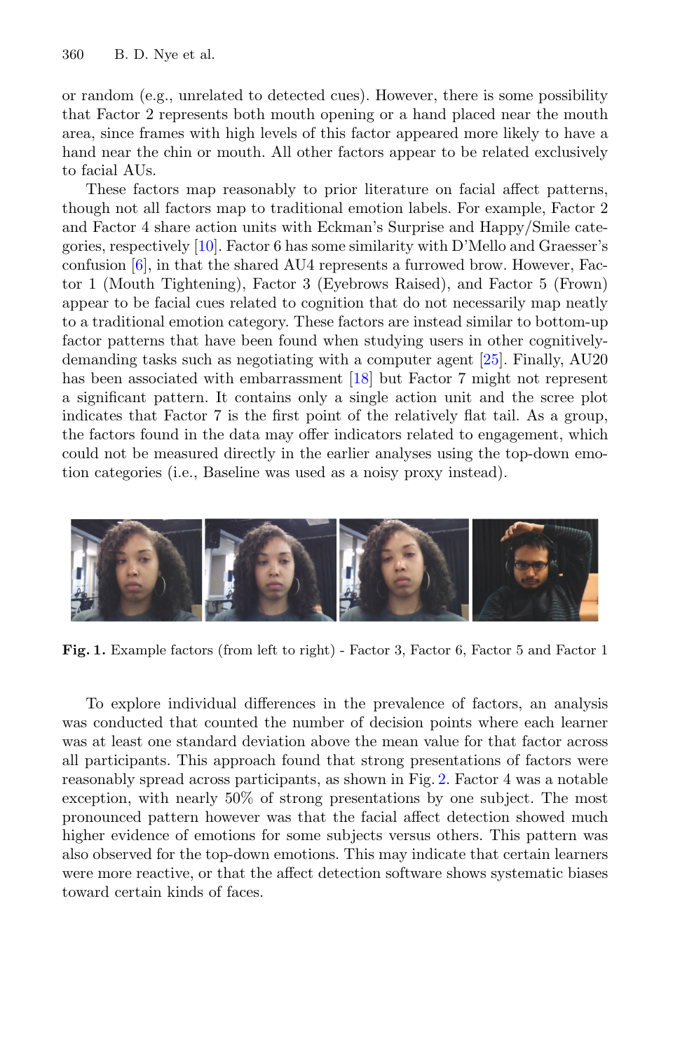or random (e.g., unrelated to detected cues). However, there is some possibility that Factor 2 represents both mouth opening or a hand placed near the mouth area, since frames with high levels of this factor appeared more likely to have a hand near the chin or mouth. All other factors appear to be related exclusively to facial AUs.

These factors map reasonably to prior literature on facial affect patterns, though not all factors map to traditional emotion labels. For example, Factor 2 and Factor 4 share action units with Eckman's Surprise and Happy/Smile categories, respectively [10]. Factor 6 has some similarity with D'Mello and Graesser's confusion [6], in that the shared AU4 represents a furrowed brow. However, Factor 1 (Mouth Tightening), Factor 3 (Eyebrows Raised), and Factor 5 (Frown) appear to be facial cues related to cognition that do not necessarily map neatly to a traditional emotion category. These factors are instead similar to bottom-up factor patterns that have been found when studying users in other cognitively-demanding tasks such as negotiating with a computer agent [25]. Finally, AU20 has been associated with embarrassment [18] but Factor 7 might not represent a significant pattern. It contains only a single action unit and the scree plot indicates that Factor 7 is the first point of the relatively flat tail. As a group, the factors found in the data may offer indicators related to engagement, which could not be measured directly in the earlier analyses using the top-down emotion categories (i.e., Baseline was used as a noisy proxy instead).

**Fig. 1.** Example factors (from left to right) - Factor 3, Factor 6, Factor 5 and Factor 1

To explore individual differences in the prevalence of factors, an analysis was conducted that counted the number of decision points where each learner was at least one standard deviation above the mean value for that factor across all participants. This approach found that strong presentations of factors were reasonably spread across participants, as shown in Fig. 2. Factor 4 was a notable exception, with nearly 50% of strong presentations by one subject. The most pronounced pattern however was that the facial affect detection showed much higher evidence of emotions for some subjects versus others. This pattern was also observed for the top-down emotions. This may indicate that certain learners were more reactive, or that the affect detection software shows systematic biases toward certain kinds of faces.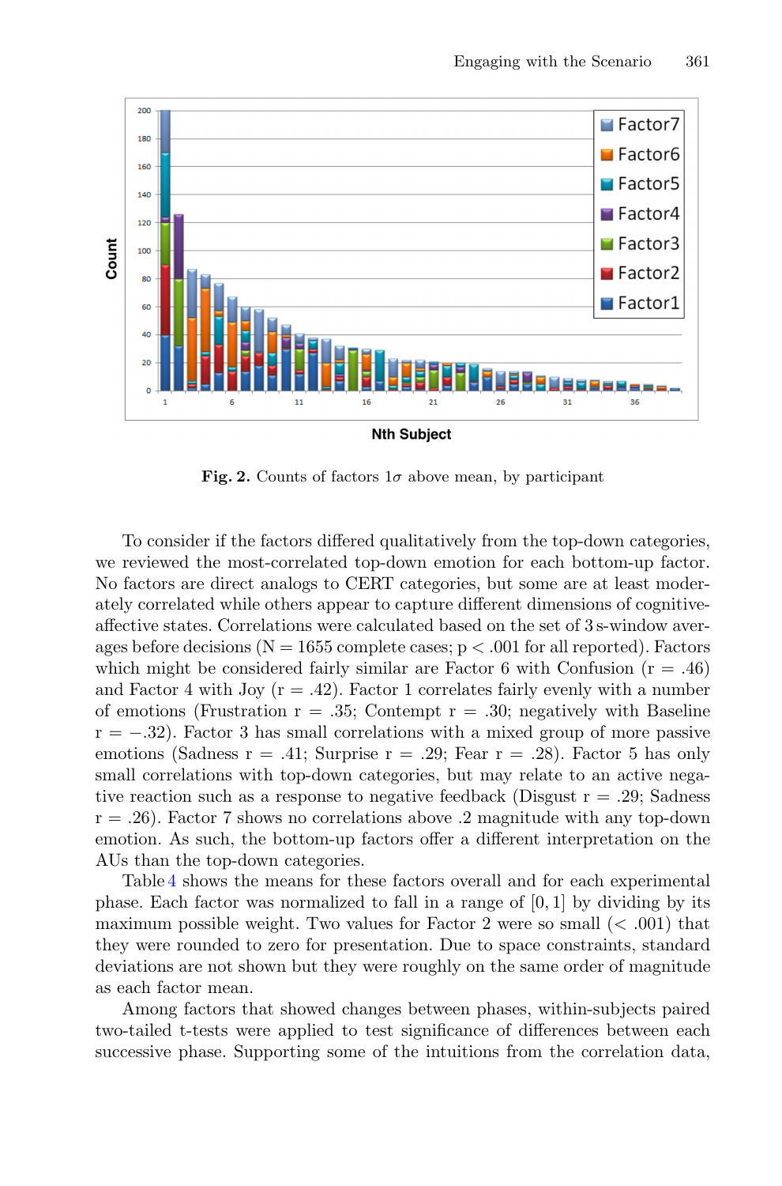**Fig. 2.** Counts of factors $1\sigma$ above mean, by participant

To consider if the factors differed qualitatively from the top-down categories, we reviewed the most-correlated top-down emotion for each bottom-up factor. No factors are direct analogs to CERT categories, but some are at least moderately correlated while others appear to capture different dimensions of cognitive-affective states. Correlations were calculated based on the set of 3 s-window averages before decisions ($N = 1655$ complete cases; $p < .001$ for all reported). Factors which might be considered fairly similar are Factor 6 with Confusion ($r = .46$) and Factor 4 with Joy ($r = .42$). Factor 1 correlates fairly evenly with a number of emotions (Frustration $r = .35$; Contempt $r = .30$; negatively with Baseline $r = -.32$). Factor 3 has small correlations with a mixed group of more passive emotions (Sadness $r = .41$; Surprise $r = .29$; Fear $r = .28$). Factor 5 has only small correlations with top-down categories, but may relate to an active negative reaction such as a response to negative feedback (Disgust $r = .29$; Sadness $r = .26$). Factor 7 shows no correlations above .2 magnitude with any top-down emotion. As such, the bottom-up factors offer a different interpretation on the AUs than the top-down categories.

Table 4 shows the means for these factors overall and for each experimental phase. Each factor was normalized to fall in a range of $[0, 1]$ by dividing by its maximum possible weight. Two values for Factor 2 were so small ($< .001$) that they were rounded to zero for presentation. Due to space constraints, standard deviations are not shown but they were roughly on the same order of magnitude as each factor mean.

Among factors that showed changes between phases, within-subjects paired two-tailed t-tests were applied to test significance of differences between each successive phase. Supporting some of the intuitions from the correlation data,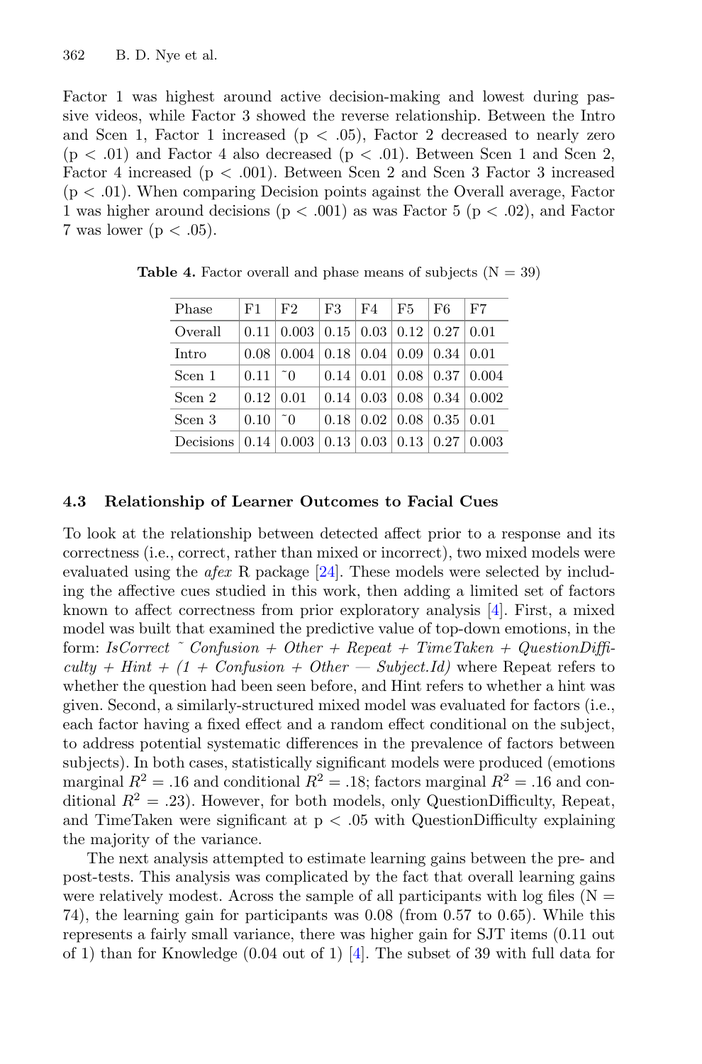Factor 1 was highest around active decision-making and lowest during passive videos, while Factor 3 showed the reverse relationship. Between the Intro and Scen 1, Factor 1 increased ($p < .05$), Factor 2 decreased to nearly zero ($p < .01$) and Factor 4 also decreased ($p < .01$). Between Scen 1 and Scen 2, Factor 4 increased ($p < .001$). Between Scen 2 and Scen 3 Factor 3 increased ($p < .01$). When comparing Decision points against the Overall average, Factor 1 was higher around decisions ($p < .001$) as was Factor 5 ($p < .02$), and Factor 7 was lower ($p < .05$).

**Table 4.** Factor overall and phase means of subjects (N = 39)

| Phase | F1 | F2 | F3 | F4 | F5 | F6 | F7 |
|---|---|---|---|---|---|---|---|
| Overall | 0.11 | 0.003 | 0.15 | 0.03 | 0.12 | 0.27 | 0.01 |
| Intro | 0.08 | 0.004 | 0.18 | 0.04 | 0.09 | 0.34 | 0.01 |
| Scen 1 | 0.11 | ˜0 | 0.14 | 0.01 | 0.08 | 0.37 | 0.004 |
| Scen 2 | 0.12 | 0.01 | 0.14 | 0.03 | 0.08 | 0.34 | 0.002 |
| Scen 3 | 0.10 | ˜0 | 0.18 | 0.02 | 0.08 | 0.35 | 0.01 |
| Decisions | 0.14 | 0.003 | 0.13 | 0.03 | 0.13 | 0.27 | 0.003 |

### 4.3 Relationship of Learner Outcomes to Facial Cues

To look at the relationship between detected affect prior to a response and its correctness (i.e., correct, rather than mixed or incorrect), two mixed models were evaluated using the *afex* R package [24]. These models were selected by including the affective cues studied in this work, then adding a limited set of factors known to affect correctness from prior exploratory analysis [4]. First, a mixed model was built that examined the predictive value of top-down emotions, in the form: *IsCorrect ˜ Confusion + Other + Repeat + TimeTaken + QuestionDifficulty + Hint + (1 + Confusion + Other — Subject.Id)* where Repeat refers to whether the question had been seen before, and Hint refers to whether a hint was given. Second, a similarly-structured mixed model was evaluated for factors (i.e., each factor having a fixed effect and a random effect conditional on the subject, to address potential systematic differences in the prevalence of factors between subjects). In both cases, statistically significant models were produced (emotions marginal $R^2 = .16$ and conditional $R^2 = .18$; factors marginal $R^2 = .16$ and conditional $R^2 = .23$). However, for both models, only QuestionDifficulty, Repeat, and TimeTaken were significant at $p < .05$ with QuestionDifficulty explaining the majority of the variance.

The next analysis attempted to estimate learning gains between the pre- and post-tests. This analysis was complicated by the fact that overall learning gains were relatively modest. Across the sample of all participants with log files (N = 74), the learning gain for participants was 0.08 (from 0.57 to 0.65). While this represents a fairly small variance, there was higher gain for SJT items (0.11 out of 1) than for Knowledge (0.04 out of 1) [4]. The subset of 39 with full data for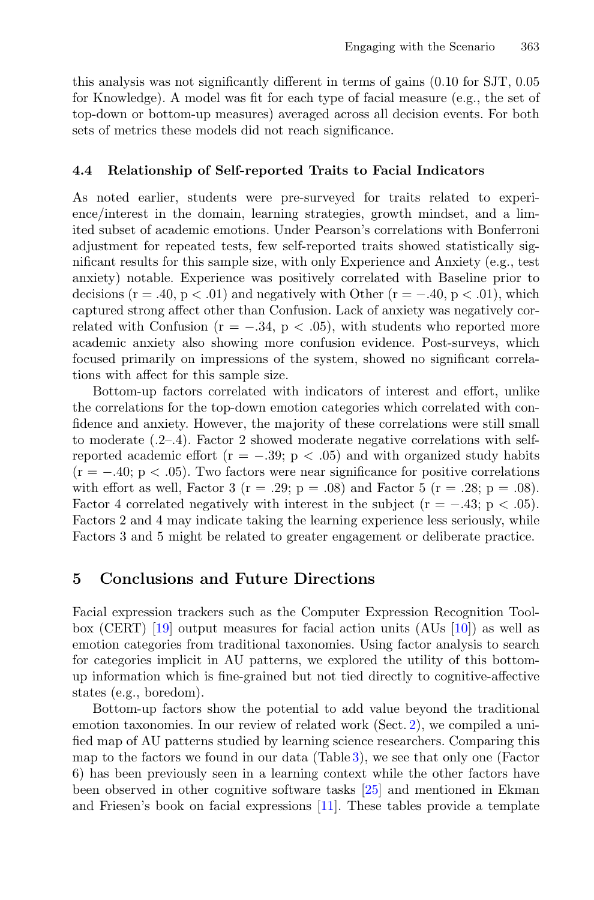this analysis was not significantly different in terms of gains (0.10 for SJT, 0.05 for Knowledge). A model was fit for each type of facial measure (e.g., the set of top-down or bottom-up measures) averaged across all decision events. For both sets of metrics these models did not reach significance.

### 4.4 Relationship of Self-reported Traits to Facial Indicators

As noted earlier, students were pre-surveyed for traits related to experience/interest in the domain, learning strategies, growth mindset, and a limited subset of academic emotions. Under Pearson's correlations with Bonferroni adjustment for repeated tests, few self-reported traits showed statistically significant results for this sample size, with only Experience and Anxiety (e.g., test anxiety) notable. Experience was positively correlated with Baseline prior to decisions ($r = .40$, $p < .01$) and negatively with Other ($r = -.40$, $p < .01$), which captured strong affect other than Confusion. Lack of anxiety was negatively correlated with Confusion ($r = -.34$, $p < .05$), with students who reported more academic anxiety also showing more confusion evidence. Post-surveys, which focused primarily on impressions of the system, showed no significant correlations with affect for this sample size.

Bottom-up factors correlated with indicators of interest and effort, unlike the correlations for the top-down emotion categories which correlated with confidence and anxiety. However, the majority of these correlations were still small to moderate (.2–.4). Factor 2 showed moderate negative correlations with self-reported academic effort ($r = -.39$; $p < .05$) and with organized study habits ($r = -.40$; $p < .05$). Two factors were near significance for positive correlations with effort as well, Factor 3 ($r = .29$; $p = .08$) and Factor 5 ($r = .28$; $p = .08$). Factor 4 correlated negatively with interest in the subject ($r = -.43$; $p < .05$). Factors 2 and 4 may indicate taking the learning experience less seriously, while Factors 3 and 5 might be related to greater engagement or deliberate practice.

## 5 Conclusions and Future Directions

Facial expression trackers such as the Computer Expression Recognition Toolbox (CERT) [19] output measures for facial action units (AUs [10]) as well as emotion categories from traditional taxonomies. Using factor analysis to search for categories implicit in AU patterns, we explored the utility of this bottom-up information which is fine-grained but not tied directly to cognitive-affective states (e.g., boredom).

Bottom-up factors show the potential to add value beyond the traditional emotion taxonomies. In our review of related work (Sect. 2), we compiled a unified map of AU patterns studied by learning science researchers. Comparing this map to the factors we found in our data (Table 3), we see that only one (Factor 6) has been previously seen in a learning context while the other factors have been observed in other cognitive software tasks [25] and mentioned in Ekman and Friesen's book on facial expressions [11]. These tables provide a template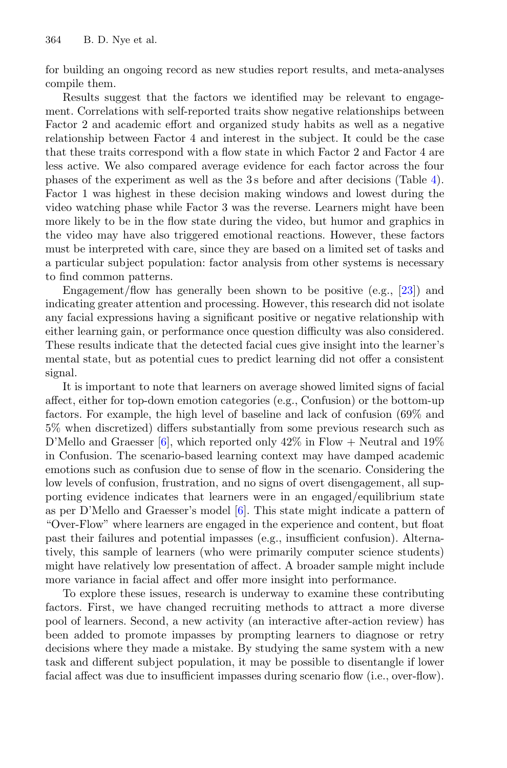for building an ongoing record as new studies report results, and meta-analyses compile them.

Results suggest that the factors we identified may be relevant to engagement. Correlations with self-reported traits show negative relationships between Factor 2 and academic effort and organized study habits as well as a negative relationship between Factor 4 and interest in the subject. It could be the case that these traits correspond with a flow state in which Factor 2 and Factor 4 are less active. We also compared average evidence for each factor across the four phases of the experiment as well as the 3 s before and after decisions (Table 4). Factor 1 was highest in these decision making windows and lowest during the video watching phase while Factor 3 was the reverse. Learners might have been more likely to be in the flow state during the video, but humor and graphics in the video may have also triggered emotional reactions. However, these factors must be interpreted with care, since they are based on a limited set of tasks and a particular subject population: factor analysis from other systems is necessary to find common patterns.

Engagement/flow has generally been shown to be positive (e.g., [23]) and indicating greater attention and processing. However, this research did not isolate any facial expressions having a significant positive or negative relationship with either learning gain, or performance once question difficulty was also considered. These results indicate that the detected facial cues give insight into the learner's mental state, but as potential cues to predict learning did not offer a consistent signal.

It is important to note that learners on average showed limited signs of facial affect, either for top-down emotion categories (e.g., Confusion) or the bottom-up factors. For example, the high level of baseline and lack of confusion (69% and 5% when discretized) differs substantially from some previous research such as D'Mello and Graesser [6], which reported only 42% in Flow + Neutral and 19% in Confusion. The scenario-based learning context may have damped academic emotions such as confusion due to sense of flow in the scenario. Considering the low levels of confusion, frustration, and no signs of overt disengagement, all supporting evidence indicates that learners were in an engaged/equilibrium state as per D'Mello and Graesser's model [6]. This state might indicate a pattern of "Over-Flow" where learners are engaged in the experience and content, but float past their failures and potential impasses (e.g., insufficient confusion). Alternatively, this sample of learners (who were primarily computer science students) might have relatively low presentation of affect. A broader sample might include more variance in facial affect and offer more insight into performance.

To explore these issues, research is underway to examine these contributing factors. First, we have changed recruiting methods to attract a more diverse pool of learners. Second, a new activity (an interactive after-action review) has been added to promote impasses by prompting learners to diagnose or retry decisions where they made a mistake. By studying the same system with a new task and different subject population, it may be possible to disentangle if lower facial affect was due to insufficient impasses during scenario flow (i.e., over-flow).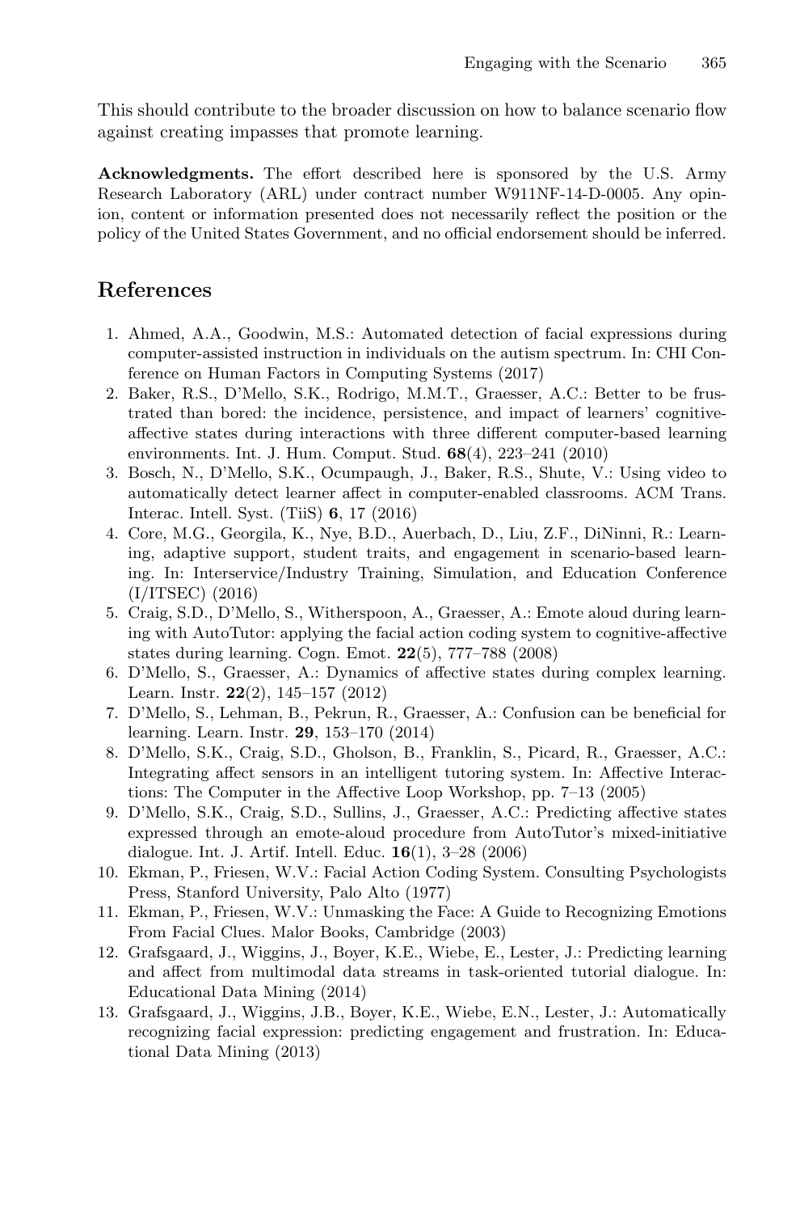This should contribute to the broader discussion on how to balance scenario flow against creating impasses that promote learning.

**Acknowledgments.** The effort described here is sponsored by the U.S. Army Research Laboratory (ARL) under contract number W911NF-14-D-0005. Any opinion, content or information presented does not necessarily reflect the position or the policy of the United States Government, and no official endorsement should be inferred.

## References

1. Ahmed, A.A., Goodwin, M.S.: Automated detection of facial expressions during computer-assisted instruction in individuals on the autism spectrum. In: CHI Conference on Human Factors in Computing Systems (2017)
2. Baker, R.S., D'Mello, S.K., Rodrigo, M.M.T., Graesser, A.C.: Better to be frustrated than bored: the incidence, persistence, and impact of learners' cognitive-affective states during interactions with three different computer-based learning environments. Int. J. Hum. Comput. Stud. **68**(4), 223–241 (2010)
3. Bosch, N., D'Mello, S.K., Ocumpaugh, J., Baker, R.S., Shute, V.: Using video to automatically detect learner affect in computer-enabled classrooms. ACM Trans. Interac. Intell. Syst. (TiiS) **6**, 17 (2016)
4. Core, M.G., Georgila, K., Nye, B.D., Auerbach, D., Liu, Z.F., DiNinni, R.: Learning, adaptive support, student traits, and engagement in scenario-based learning. In: Interservice/Industry Training, Simulation, and Education Conference (I/ITSEC) (2016)
5. Craig, S.D., D'Mello, S., Witherspoon, A., Graesser, A.: Emote aloud during learning with AutoTutor: applying the facial action coding system to cognitive-affective states during learning. Cogn. Emot. **22**(5), 777–788 (2008)
6. D'Mello, S., Graesser, A.: Dynamics of affective states during complex learning. Learn. Instr. **22**(2), 145–157 (2012)
7. D'Mello, S., Lehman, B., Pekrun, R., Graesser, A.: Confusion can be beneficial for learning. Learn. Instr. **29**, 153–170 (2014)
8. D'Mello, S.K., Craig, S.D., Gholson, B., Franklin, S., Picard, R., Graesser, A.C.: Integrating affect sensors in an intelligent tutoring system. In: Affective Interactions: The Computer in the Affective Loop Workshop, pp. 7–13 (2005)
9. D'Mello, S.K., Craig, S.D., Sullins, J., Graesser, A.C.: Predicting affective states expressed through an emote-aloud procedure from AutoTutor's mixed-initiative dialogue. Int. J. Artif. Intell. Educ. **16**(1), 3–28 (2006)
10. Ekman, P., Friesen, W.V.: Facial Action Coding System. Consulting Psychologists Press, Stanford University, Palo Alto (1977)
11. Ekman, P., Friesen, W.V.: Unmasking the Face: A Guide to Recognizing Emotions From Facial Clues. Malor Books, Cambridge (2003)
12. Grafsgaard, J., Wiggins, J., Boyer, K.E., Wiebe, E., Lester, J.: Predicting learning and affect from multimodal data streams in task-oriented tutorial dialogue. In: Educational Data Mining (2014)
13. Grafsgaard, J., Wiggins, J.B., Boyer, K.E., Wiebe, E.N., Lester, J.: Automatically recognizing facial expression: predicting engagement and frustration. In: Educational Data Mining (2013)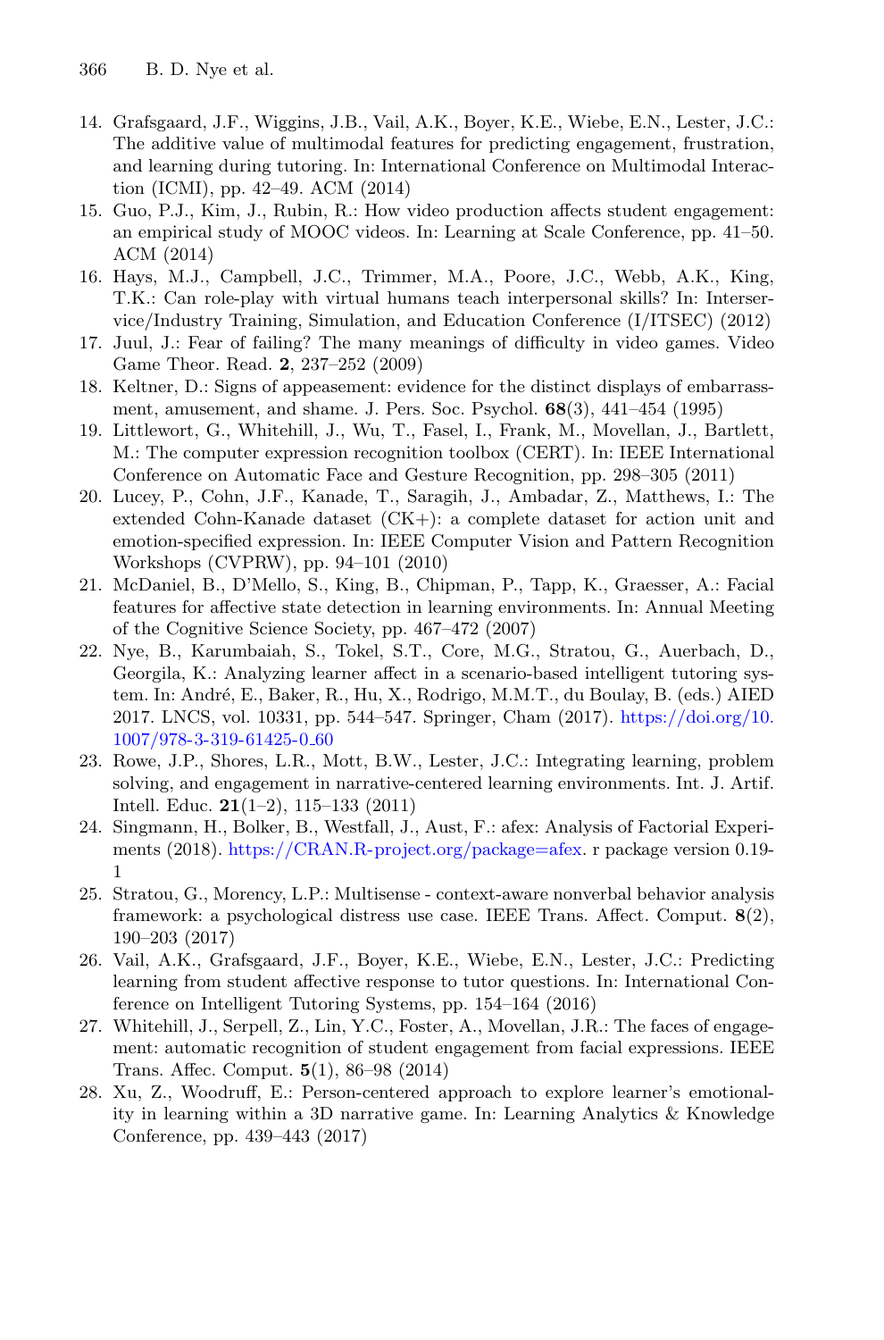14. Grafsgaard, J.F., Wiggins, J.B., Vail, A.K., Boyer, K.E., Wiebe, E.N., Lester, J.C.: The additive value of multimodal features for predicting engagement, frustration, and learning during tutoring. In: International Conference on Multimodal Interaction (ICMI), pp. 42–49. ACM (2014)
15. Guo, P.J., Kim, J., Rubin, R.: How video production affects student engagement: an empirical study of MOOC videos. In: Learning at Scale Conference, pp. 41–50. ACM (2014)
16. Hays, M.J., Campbell, J.C., Trimmer, M.A., Poore, J.C., Webb, A.K., King, T.K.: Can role-play with virtual humans teach interpersonal skills? In: Interservice/Industry Training, Simulation, and Education Conference (I/ITSEC) (2012)
17. Juul, J.: Fear of failing? The many meanings of difficulty in video games. Video Game Theor. Read. **2**, 237–252 (2009)
18. Keltner, D.: Signs of appeasement: evidence for the distinct displays of embarrassment, amusement, and shame. J. Pers. Soc. Psychol. **68**(3), 441–454 (1995)
19. Littlewort, G., Whitehill, J., Wu, T., Fasel, I., Frank, M., Movellan, J., Bartlett, M.: The computer expression recognition toolbox (CERT). In: IEEE International Conference on Automatic Face and Gesture Recognition, pp. 298–305 (2011)
20. Lucey, P., Cohn, J.F., Kanade, T., Saragih, J., Ambadar, Z., Matthews, I.: The extended Cohn-Kanade dataset (CK+): a complete dataset for action unit and emotion-specified expression. In: IEEE Computer Vision and Pattern Recognition Workshops (CVPRW), pp. 94–101 (2010)
21. McDaniel, B., D'Mello, S., King, B., Chipman, P., Tapp, K., Graesser, A.: Facial features for affective state detection in learning environments. In: Annual Meeting of the Cognitive Science Society, pp. 467–472 (2007)
22. Nye, B., Karumbaiah, S., Tokel, S.T., Core, M.G., Stratou, G., Auerbach, D., Georgila, K.: Analyzing learner affect in a scenario-based intelligent tutoring system. In: André, E., Baker, R., Hu, X., Rodrigo, M.M.T., du Boulay, B. (eds.) AIED 2017. LNCS, vol. 10331, pp. 544–547. Springer, Cham (2017). https://doi.org/10.1007/978-3-319-61425-0_60
23. Rowe, J.P., Shores, L.R., Mott, B.W., Lester, J.C.: Integrating learning, problem solving, and engagement in narrative-centered learning environments. Int. J. Artif. Intell. Educ. **21**(1–2), 115–133 (2011)
24. Singmann, H., Bolker, B., Westfall, J., Aust, F.: afex: Analysis of Factorial Experiments (2018). https://CRAN.R-project.org/package=afex. r package version 0.19-1
25. Stratou, G., Morency, L.P.: Multisense - context-aware nonverbal behavior analysis framework: a psychological distress use case. IEEE Trans. Affect. Comput. **8**(2), 190–203 (2017)
26. Vail, A.K., Grafsgaard, J.F., Boyer, K.E., Wiebe, E.N., Lester, J.C.: Predicting learning from student affective response to tutor questions. In: International Conference on Intelligent Tutoring Systems, pp. 154–164 (2016)
27. Whitehill, J., Serpell, Z., Lin, Y.C., Foster, A., Movellan, J.R.: The faces of engagement: automatic recognition of student engagement from facial expressions. IEEE Trans. Affec. Comput. **5**(1), 86–98 (2014)
28. Xu, Z., Woodruff, E.: Person-centered approach to explore learner's emotionality in learning within a 3D narrative game. In: Learning Analytics & Knowledge Conference, pp. 439–443 (2017)